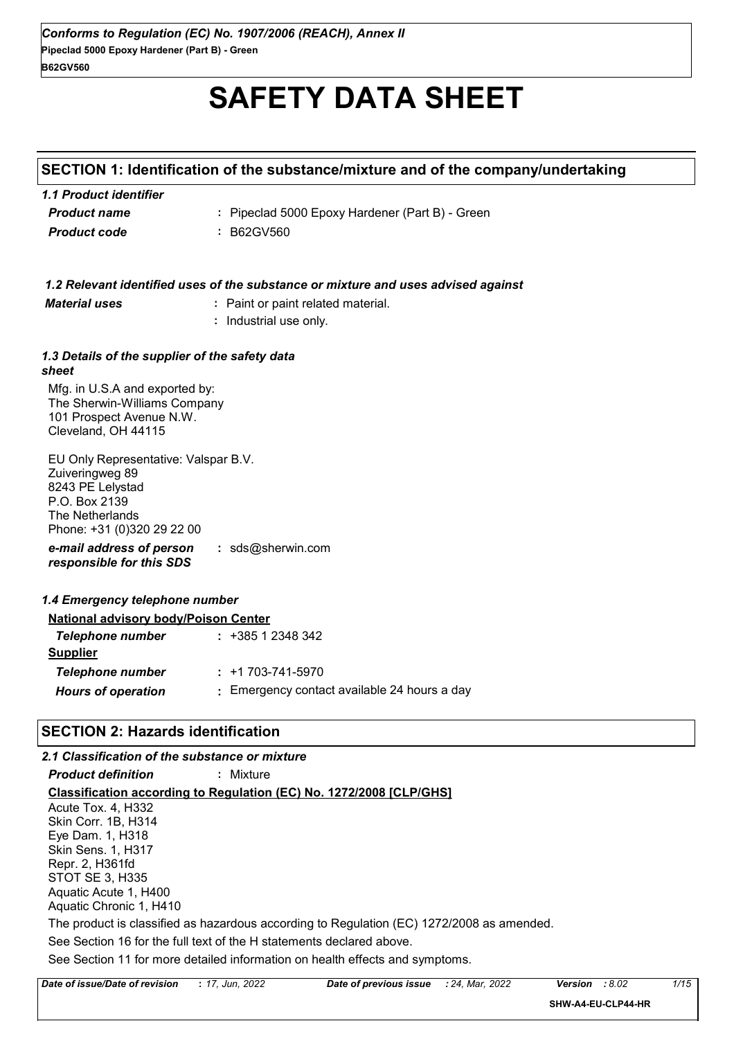# SAFETY DATA SHEET

## SECTION 1: Identification of the substance/mixture and of the company/undertaking

### 1.1 Product identifier

***Product name*** : Pipeclad 5000 Epoxy Hardener (Part B) - Green

***Product code*** : B62GV560

### 1.2 Relevant identified uses of the substance or mixture and uses advised against

***Material uses*** : Paint or paint related material.
: Industrial use only.

### 1.3 Details of the supplier of the safety data sheet

Mfg. in U.S.A and exported by:
The Sherwin-Williams Company
101 Prospect Avenue N.W.
Cleveland, OH 44115

EU Only Representative: Valspar B.V.
Zuiveringweg 89
8243 PE Lelystad
P.O. Box 2139
The Netherlands
Phone: +31 (0)320 29 22 00

***e-mail address of person responsible for this SDS*** : sds@sherwin.com

### 1.4 Emergency telephone number

**National advisory body/Poison Center**

***Telephone number*** : +385 1 2348 342

**Supplier**

***Telephone number*** : +1 703-741-5970

***Hours of operation*** : Emergency contact available 24 hours a day

## SECTION 2: Hazards identification

### 2.1 Classification of the substance or mixture

***Product definition*** : Mixture

**Classification according to Regulation (EC) No. 1272/2008 [CLP/GHS]**

Acute Tox. 4, H332
Skin Corr. 1B, H314
Eye Dam. 1, H318
Skin Sens. 1, H317
Repr. 2, H361fd
STOT SE 3, H335
Aquatic Acute 1, H400
Aquatic Chronic 1, H410

The product is classified as hazardous according to Regulation (EC) 1272/2008 as amended.

See Section 16 for the full text of the H statements declared above.

See Section 11 for more detailed information on health effects and symptoms.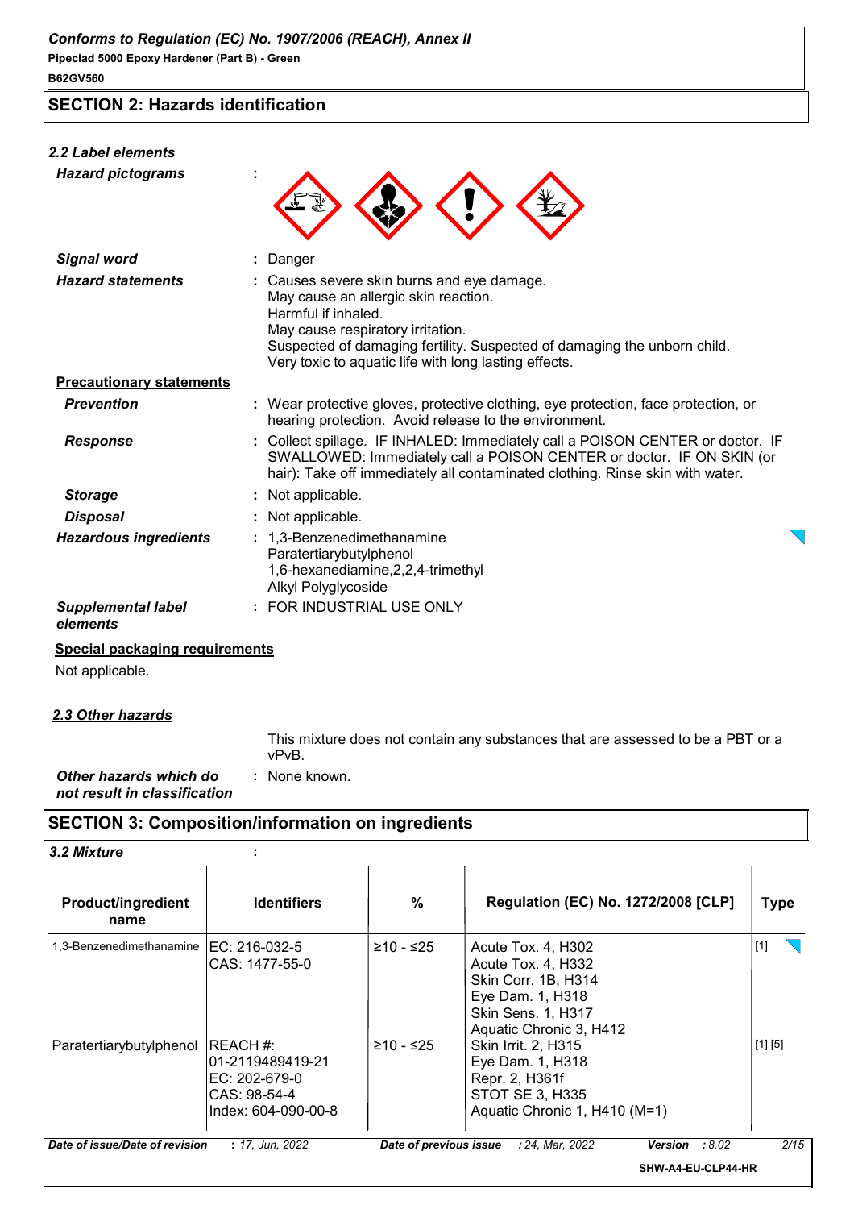## SECTION 2: Hazards identification

### 2.2 Label elements

| | | |
|---|---|---|
| ***Hazard pictograms*** | : | |
| ***Signal word*** | : | Danger |
| ***Hazard statements*** | : | Causes severe skin burns and eye damage.<br>May cause an allergic skin reaction.<br>Harmful if inhaled.<br>May cause respiratory irritation.<br>Suspected of damaging fertility. Suspected of damaging the unborn child.<br>Very toxic to aquatic life with long lasting effects. |

**Precautionary statements**

| | | |
|---|---|---|
| ***Prevention*** | : | Wear protective gloves, protective clothing, eye protection, face protection, or hearing protection. Avoid release to the environment. |
| ***Response*** | : | Collect spillage. IF INHALED: Immediately call a POISON CENTER or doctor. IF SWALLOWED: Immediately call a POISON CENTER or doctor. IF ON SKIN (or hair): Take off immediately all contaminated clothing. Rinse skin with water. |
| ***Storage*** | : | Not applicable. |
| ***Disposal*** | : | Not applicable. |
| ***Hazardous ingredients*** | : | 1,3-Benzenedimethanamine<br>Paratertiarybutylphenol<br>1,6-hexanediamine,2,2,4-trimethyl<br>Alkyl Polyglycoside |
| ***Supplemental label elements*** | : | FOR INDUSTRIAL USE ONLY |

**Special packaging requirements**

Not applicable.

### *2.3 Other hazards*

This mixture does not contain any substances that are assessed to be a PBT or a vPvB.

***Other hazards which do not result in classification*** : None known.

## SECTION 3: Composition/information on ingredients

### 3.2 Mixture :

| Product/ingredient name | Identifiers | % | Regulation (EC) No. 1272/2008 [CLP] | Type |
|---|---|---|---|---|
| 1,3-Benzenedimethanamine | EC: 216-032-5<br>CAS: 1477-55-0 | ≥10 - ≤25 | Acute Tox. 4, H302<br>Acute Tox. 4, H332<br>Skin Corr. 1B, H314<br>Eye Dam. 1, H318<br>Skin Sens. 1, H317<br>Aquatic Chronic 3, H412 | [1] |
| Paratertiarybutylphenol | REACH #: 01-2119489419-21<br>EC: 202-679-0<br>CAS: 98-54-4<br>Index: 604-090-00-8 | ≥10 - ≤25 | Skin Irrit. 2, H315<br>Eye Dam. 1, H318<br>Repr. 2, H361f<br>STOT SE 3, H335<br>Aquatic Chronic 1, H410 (M=1) | [1] [5] |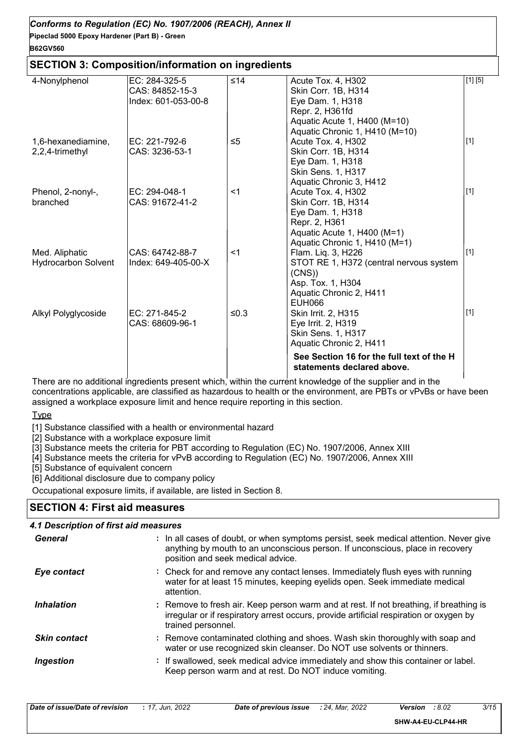## SECTION 3: Composition/information on ingredients

| | | | | |
|---|---|---|---|---|
| 4-Nonylphenol | EC: 284-325-5<br>CAS: 84852-15-3<br>Index: 601-053-00-8 | ≤14 | Acute Tox. 4, H302<br>Skin Corr. 1B, H314<br>Eye Dam. 1, H318<br>Repr. 2, H361fd<br>Aquatic Acute 1, H400 (M=10)<br>Aquatic Chronic 1, H410 (M=10) | [1] [5] |
| 1,6-hexanediamine, 2,2,4-trimethyl | EC: 221-792-6<br>CAS: 3236-53-1 | ≤5 | Acute Tox. 4, H302<br>Skin Corr. 1B, H314<br>Eye Dam. 1, H318<br>Skin Sens. 1, H317<br>Aquatic Chronic 3, H412 | [1] |
| Phenol, 2-nonyl-, branched | EC: 294-048-1<br>CAS: 91672-41-2 | <1 | Acute Tox. 4, H302<br>Skin Corr. 1B, H314<br>Eye Dam. 1, H318<br>Repr. 2, H361<br>Aquatic Acute 1, H400 (M=1)<br>Aquatic Chronic 1, H410 (M=1) | [1] |
| Med. Aliphatic Hydrocarbon Solvent | CAS: 64742-88-7<br>Index: 649-405-00-X | <1 | Flam. Liq. 3, H226<br>STOT RE 1, H372 (central nervous system (CNS))<br>Asp. Tox. 1, H304<br>Aquatic Chronic 2, H411<br>EUH066 | [1] |
| Alkyl Polyglycoside | EC: 271-845-2<br>CAS: 68609-96-1 | ≤0.3 | Skin Irrit. 2, H315<br>Eye Irrit. 2, H319<br>Skin Sens. 1, H317<br>Aquatic Chronic 2, H411 | [1] |
| | | | **See Section 16 for the full text of the H statements declared above.** | |

There are no additional ingredients present which, within the current knowledge of the supplier and in the concentrations applicable, are classified as hazardous to health or the environment, are PBTs or vPvBs or have been assigned a workplace exposure limit and hence require reporting in this section.

Type

[1] Substance classified with a health or environmental hazard
[2] Substance with a workplace exposure limit
[3] Substance meets the criteria for PBT according to Regulation (EC) No. 1907/2006, Annex XIII
[4] Substance meets the criteria for vPvB according to Regulation (EC) No. 1907/2006, Annex XIII
[5] Substance of equivalent concern
[6] Additional disclosure due to company policy

Occupational exposure limits, if available, are listed in Section 8.

## SECTION 4: First aid measures

### 4.1 Description of first aid measures

***General*** : In all cases of doubt, or when symptoms persist, seek medical attention. Never give anything by mouth to an unconscious person. If unconscious, place in recovery position and seek medical advice.

***Eye contact*** : Check for and remove any contact lenses. Immediately flush eyes with running water for at least 15 minutes, keeping eyelids open. Seek immediate medical attention.

***Inhalation*** : Remove to fresh air. Keep person warm and at rest. If not breathing, if breathing is irregular or if respiratory arrest occurs, provide artificial respiration or oxygen by trained personnel.

***Skin contact*** : Remove contaminated clothing and shoes. Wash skin thoroughly with soap and water or use recognized skin cleanser. Do NOT use solvents or thinners.

***Ingestion*** : If swallowed, seek medical advice immediately and show this container or label. Keep person warm and at rest. Do NOT induce vomiting.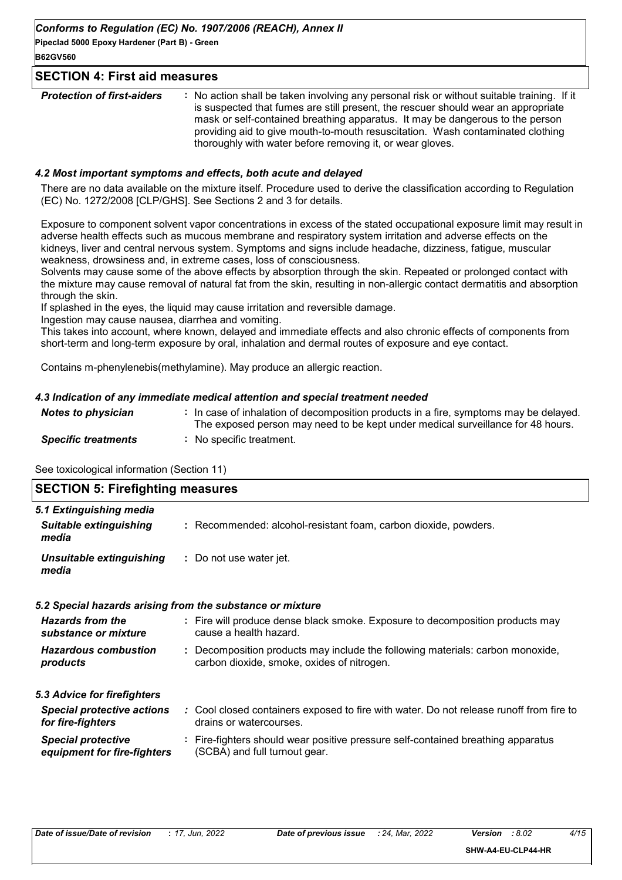## SECTION 4: First aid measures

| | |
|---|---|
| ***Protection of first-aiders*** | : No action shall be taken involving any personal risk or without suitable training. If it is suspected that fumes are still present, the rescuer should wear an appropriate mask or self-contained breathing apparatus. It may be dangerous to the person providing aid to give mouth-to-mouth resuscitation. Wash contaminated clothing thoroughly with water before removing it, or wear gloves. |

### *4.2 Most important symptoms and effects, both acute and delayed*

There are no data available on the mixture itself. Procedure used to derive the classification according to Regulation (EC) No. 1272/2008 [CLP/GHS]. See Sections 2 and 3 for details.

Exposure to component solvent vapor concentrations in excess of the stated occupational exposure limit may result in adverse health effects such as mucous membrane and respiratory system irritation and adverse effects on the kidneys, liver and central nervous system. Symptoms and signs include headache, dizziness, fatigue, muscular weakness, drowsiness and, in extreme cases, loss of consciousness.
Solvents may cause some of the above effects by absorption through the skin. Repeated or prolonged contact with the mixture may cause removal of natural fat from the skin, resulting in non-allergic contact dermatitis and absorption through the skin.
If splashed in the eyes, the liquid may cause irritation and reversible damage.
Ingestion may cause nausea, diarrhea and vomiting.
This takes into account, where known, delayed and immediate effects and also chronic effects of components from short-term and long-term exposure by oral, inhalation and dermal routes of exposure and eye contact.

Contains m-phenylenebis(methylamine). May produce an allergic reaction.

### *4.3 Indication of any immediate medical attention and special treatment needed*

| | |
|---|---|
| ***Notes to physician*** | : In case of inhalation of decomposition products in a fire, symptoms may be delayed. The exposed person may need to be kept under medical surveillance for 48 hours. |
| ***Specific treatments*** | : No specific treatment. |

See toxicological information (Section 11)

## SECTION 5: Firefighting measures

### *5.1 Extinguishing media*

| | |
|---|---|
| ***Suitable extinguishing media*** | : Recommended: alcohol-resistant foam, carbon dioxide, powders. |
| ***Unsuitable extinguishing media*** | : Do not use water jet. |

### *5.2 Special hazards arising from the substance or mixture*

| | |
|---|---|
| ***Hazards from the substance or mixture*** | : Fire will produce dense black smoke. Exposure to decomposition products may cause a health hazard. |
| ***Hazardous combustion products*** | : Decomposition products may include the following materials: carbon monoxide, carbon dioxide, smoke, oxides of nitrogen. |

### *5.3 Advice for firefighters*

| | |
|---|---|
| ***Special protective actions for fire-fighters*** | : Cool closed containers exposed to fire with water. Do not release runoff from fire to drains or watercourses. |
| ***Special protective equipment for fire-fighters*** | : Fire-fighters should wear positive pressure self-contained breathing apparatus (SCBA) and full turnout gear. |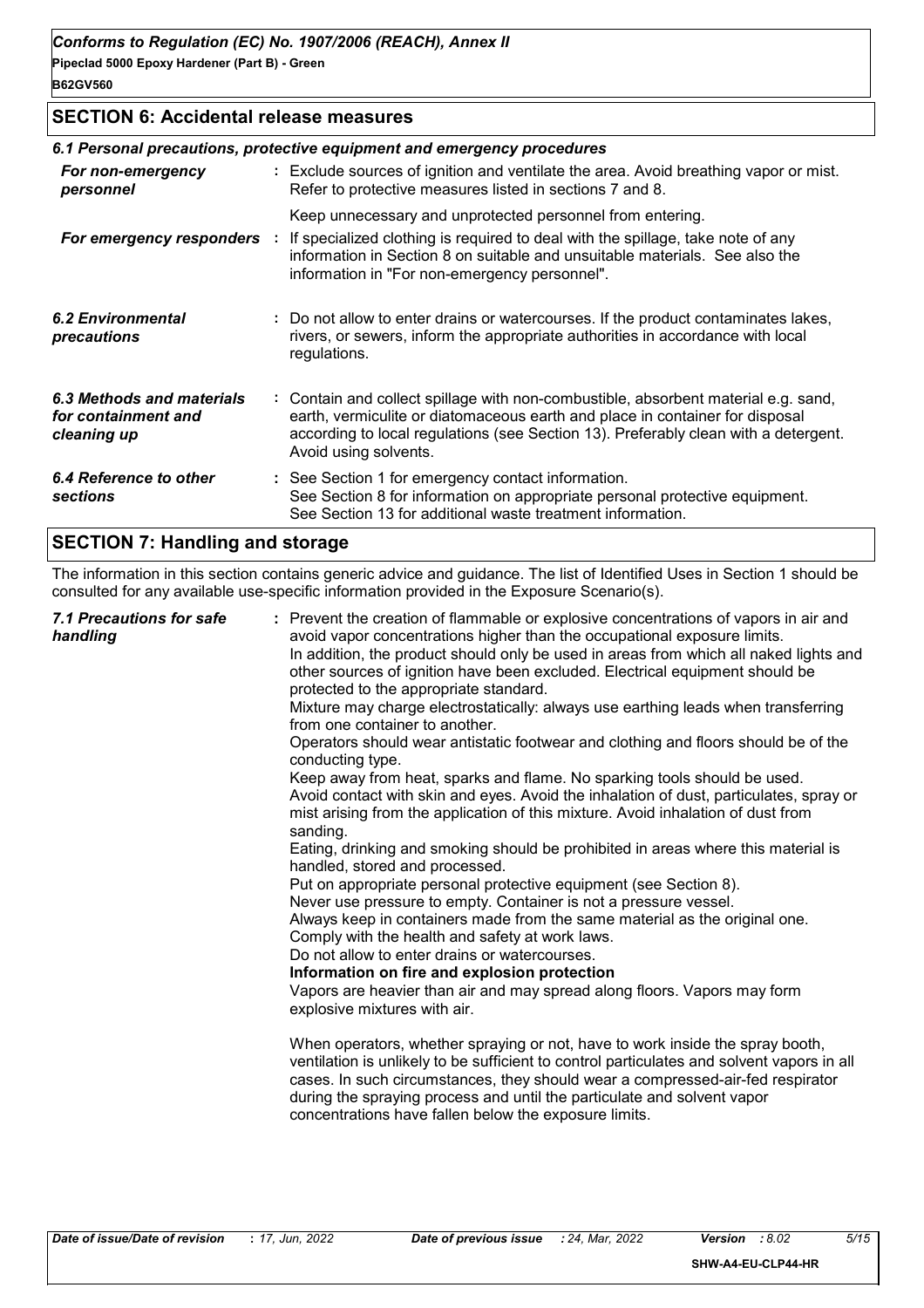## SECTION 6: Accidental release measures

### 6.1 Personal precautions, protective equipment and emergency procedures

**For non-emergency personnel** : Exclude sources of ignition and ventilate the area. Avoid breathing vapor or mist. Refer to protective measures listed in sections 7 and 8.

Keep unnecessary and unprotected personnel from entering.

**For emergency responders** : If specialized clothing is required to deal with the spillage, take note of any information in Section 8 on suitable and unsuitable materials. See also the information in "For non-emergency personnel".

**6.2 Environmental precautions** : Do not allow to enter drains or watercourses. If the product contaminates lakes, rivers, or sewers, inform the appropriate authorities in accordance with local regulations.

**6.3 Methods and materials for containment and cleaning up** : Contain and collect spillage with non-combustible, absorbent material e.g. sand, earth, vermiculite or diatomaceous earth and place in container for disposal according to local regulations (see Section 13). Preferably clean with a detergent. Avoid using solvents.

**6.4 Reference to other sections** : See Section 1 for emergency contact information.
See Section 8 for information on appropriate personal protective equipment.
See Section 13 for additional waste treatment information.

## SECTION 7: Handling and storage

The information in this section contains generic advice and guidance. The list of Identified Uses in Section 1 should be consulted for any available use-specific information provided in the Exposure Scenario(s).

**7.1 Precautions for safe handling** : Prevent the creation of flammable or explosive concentrations of vapors in air and avoid vapor concentrations higher than the occupational exposure limits.
In addition, the product should only be used in areas from which all naked lights and other sources of ignition have been excluded. Electrical equipment should be protected to the appropriate standard.
Mixture may charge electrostatically: always use earthing leads when transferring from one container to another.
Operators should wear antistatic footwear and clothing and floors should be of the conducting type.
Keep away from heat, sparks and flame. No sparking tools should be used.
Avoid contact with skin and eyes. Avoid the inhalation of dust, particulates, spray or mist arising from the application of this mixture. Avoid inhalation of dust from sanding.
Eating, drinking and smoking should be prohibited in areas where this material is handled, stored and processed.
Put on appropriate personal protective equipment (see Section 8).
Never use pressure to empty. Container is not a pressure vessel.
Always keep in containers made from the same material as the original one.
Comply with the health and safety at work laws.
Do not allow to enter drains or watercourses.
**Information on fire and explosion protection**
Vapors are heavier than air and may spread along floors. Vapors may form explosive mixtures with air.

When operators, whether spraying or not, have to work inside the spray booth, ventilation is unlikely to be sufficient to control particulates and solvent vapors in all cases. In such circumstances, they should wear a compressed-air-fed respirator during the spraying process and until the particulate and solvent vapor concentrations have fallen below the exposure limits.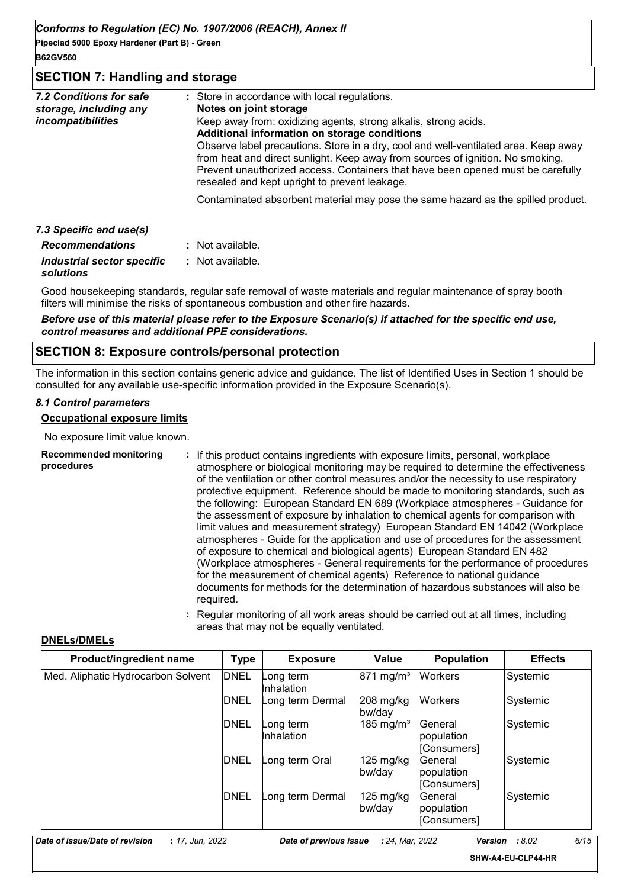## SECTION 7: Handling and storage

**7.2 Conditions for safe storage, including any incompatibilities**

: Store in accordance with local regulations.

**Notes on joint storage**

Keep away from: oxidizing agents, strong alkalis, strong acids.

**Additional information on storage conditions**

Observe label precautions. Store in a dry, cool and well-ventilated area. Keep away from heat and direct sunlight. Keep away from sources of ignition. No smoking. Prevent unauthorized access. Containers that have been opened must be carefully resealed and kept upright to prevent leakage.

Contaminated absorbent material may pose the same hazard as the spilled product.

**7.3 Specific end use(s)**

**Recommendations** : Not available.

**Industrial sector specific solutions** : Not available.

Good housekeeping standards, regular safe removal of waste materials and regular maintenance of spray booth filters will minimise the risks of spontaneous combustion and other fire hazards.

***Before use of this material please refer to the Exposure Scenario(s) if attached for the specific end use, control measures and additional PPE considerations.***

## SECTION 8: Exposure controls/personal protection

The information in this section contains generic advice and guidance. The list of Identified Uses in Section 1 should be consulted for any available use-specific information provided in the Exposure Scenario(s).

**8.1 Control parameters**

**Occupational exposure limits**

No exposure limit value known.

**Recommended monitoring procedures**

: If this product contains ingredients with exposure limits, personal, workplace atmosphere or biological monitoring may be required to determine the effectiveness of the ventilation or other control measures and/or the necessity to use respiratory protective equipment. Reference should be made to monitoring standards, such as the following: European Standard EN 689 (Workplace atmospheres - Guidance for the assessment of exposure by inhalation to chemical agents for comparison with limit values and measurement strategy) European Standard EN 14042 (Workplace atmospheres - Guide for the application and use of procedures for the assessment of exposure to chemical and biological agents) European Standard EN 482 (Workplace atmospheres - General requirements for the performance of procedures for the measurement of chemical agents) Reference to national guidance documents for methods for the determination of hazardous substances will also be required.

: Regular monitoring of all work areas should be carried out at all times, including areas that may not be equally ventilated.

**DNELs/DMELs**

| Product/ingredient name | Type | Exposure | Value | Population | Effects |
|---|---|---|---|---|---|
| Med. Aliphatic Hydrocarbon Solvent | DNEL | Long term Inhalation | 871 mg/m³ | Workers | Systemic |
| | DNEL | Long term Dermal | 208 mg/kg bw/day | Workers | Systemic |
| | DNEL | Long term Inhalation | 185 mg/m³ | General population [Consumers] | Systemic |
| | DNEL | Long term Oral | 125 mg/kg bw/day | General population [Consumers] | Systemic |
| | DNEL | Long term Dermal | 125 mg/kg bw/day | General population [Consumers] | Systemic |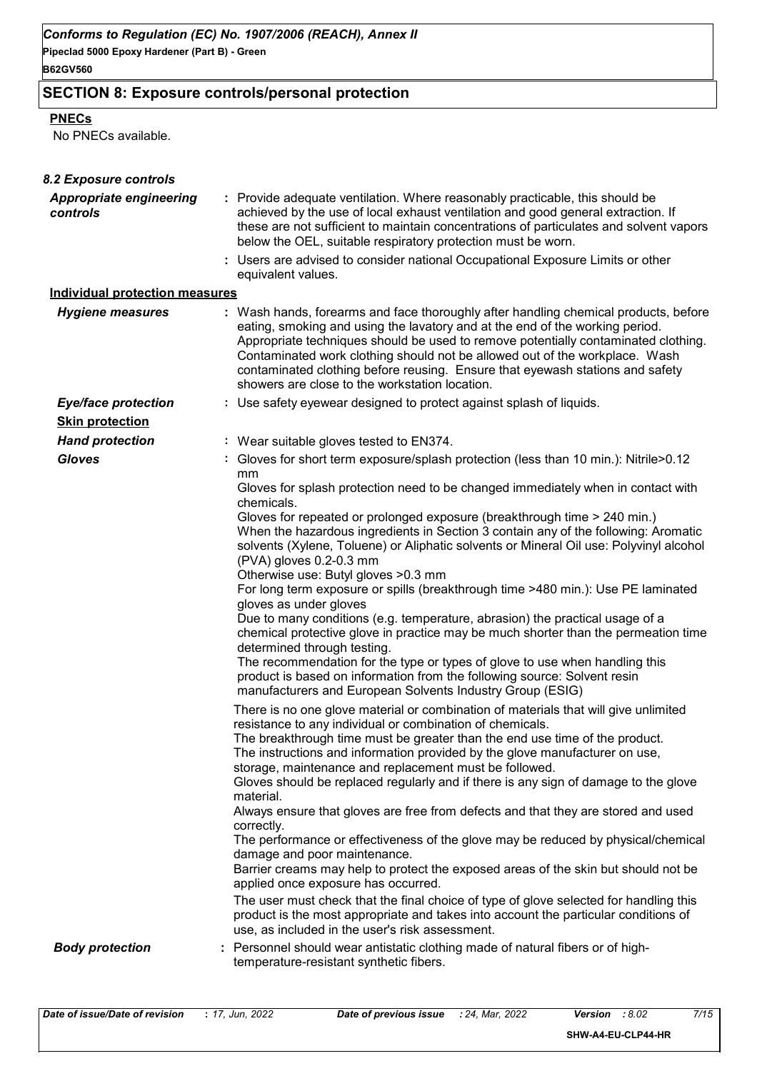## SECTION 8: Exposure controls/personal protection

**PNECs**

No PNECs available.

### *8.2 Exposure controls*

***Appropriate engineering controls***

: Provide adequate ventilation. Where reasonably practicable, this should be achieved by the use of local exhaust ventilation and good general extraction. If these are not sufficient to maintain concentrations of particulates and solvent vapors below the OEL, suitable respiratory protection must be worn.

: Users are advised to consider national Occupational Exposure Limits or other equivalent values.

**Individual protection measures**

***Hygiene measures***

: Wash hands, forearms and face thoroughly after handling chemical products, before eating, smoking and using the lavatory and at the end of the working period. Appropriate techniques should be used to remove potentially contaminated clothing. Contaminated work clothing should not be allowed out of the workplace. Wash contaminated clothing before reusing. Ensure that eyewash stations and safety showers are close to the workstation location.

***Eye/face protection***

: Use safety eyewear designed to protect against splash of liquids.

**Skin protection**

***Hand protection***

: Wear suitable gloves tested to EN374.

***Gloves***

: Gloves for short term exposure/splash protection (less than 10 min.): Nitrile>0.12 mm
Gloves for splash protection need to be changed immediately when in contact with chemicals.
Gloves for repeated or prolonged exposure (breakthrough time > 240 min.)
When the hazardous ingredients in Section 3 contain any of the following: Aromatic solvents (Xylene, Toluene) or Aliphatic solvents or Mineral Oil use: Polyvinyl alcohol (PVA) gloves 0.2-0.3 mm
Otherwise use: Butyl gloves >0.3 mm
For long term exposure or spills (breakthrough time >480 min.): Use PE laminated gloves as under gloves
Due to many conditions (e.g. temperature, abrasion) the practical usage of a chemical protective glove in practice may be much shorter than the permeation time determined through testing.
The recommendation for the type or types of glove to use when handling this product is based on information from the following source: Solvent resin manufacturers and European Solvents Industry Group (ESIG)

There is no one glove material or combination of materials that will give unlimited resistance to any individual or combination of chemicals.
The breakthrough time must be greater than the end use time of the product.
The instructions and information provided by the glove manufacturer on use, storage, maintenance and replacement must be followed.
Gloves should be replaced regularly and if there is any sign of damage to the glove material.
Always ensure that gloves are free from defects and that they are stored and used correctly.
The performance or effectiveness of the glove may be reduced by physical/chemical damage and poor maintenance.
Barrier creams may help to protect the exposed areas of the skin but should not be applied once exposure has occurred.

The user must check that the final choice of type of glove selected for handling this product is the most appropriate and takes into account the particular conditions of use, as included in the user's risk assessment.

***Body protection***

: Personnel should wear antistatic clothing made of natural fibers or of high-temperature-resistant synthetic fibers.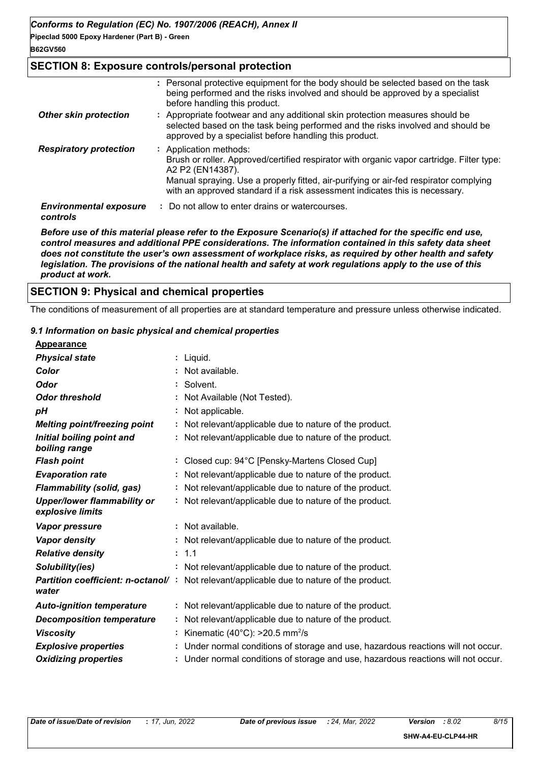## SECTION 8: Exposure controls/personal protection

| | |
|---|---|
| | : Personal protective equipment for the body should be selected based on the task being performed and the risks involved and should be approved by a specialist before handling this product. |
| ***Other skin protection*** | : Appropriate footwear and any additional skin protection measures should be selected based on the task being performed and the risks involved and should be approved by a specialist before handling this product. |
| ***Respiratory protection*** | : Application methods:<br>Brush or roller. Approved/certified respirator with organic vapor cartridge. Filter type: A2 P2 (EN14387).<br>Manual spraying. Use a properly fitted, air-purifying or air-fed respirator complying with an approved standard if a risk assessment indicates this is necessary. |
| ***Environmental exposure controls*** | : Do not allow to enter drains or watercourses. |

***Before use of this material please refer to the Exposure Scenario(s) if attached for the specific end use, control measures and additional PPE considerations. The information contained in this safety data sheet does not constitute the user's own assessment of workplace risks, as required by other health and safety legislation. The provisions of the national health and safety at work regulations apply to the use of this product at work.***

## SECTION 9: Physical and chemical properties

The conditions of measurement of all properties are at standard temperature and pressure unless otherwise indicated.

### *9.1 Information on basic physical and chemical properties*

**Appearance**

| | |
|---|---|
| ***Physical state*** | : Liquid. |
| ***Color*** | : Not available. |
| ***Odor*** | : Solvent. |
| ***Odor threshold*** | : Not Available (Not Tested). |
| ***pH*** | : Not applicable. |
| ***Melting point/freezing point*** | : Not relevant/applicable due to nature of the product. |
| ***Initial boiling point and boiling range*** | : Not relevant/applicable due to nature of the product. |
| ***Flash point*** | : Closed cup: 94°C [Pensky-Martens Closed Cup] |
| ***Evaporation rate*** | : Not relevant/applicable due to nature of the product. |
| ***Flammability (solid, gas)*** | : Not relevant/applicable due to nature of the product. |
| ***Upper/lower flammability or explosive limits*** | : Not relevant/applicable due to nature of the product. |
| ***Vapor pressure*** | : Not available. |
| ***Vapor density*** | : Not relevant/applicable due to nature of the product. |
| ***Relative density*** | : 1.1 |
| ***Solubility(ies)*** | : Not relevant/applicable due to nature of the product. |
| ***Partition coefficient: n-octanol/water*** | : Not relevant/applicable due to nature of the product. |
| ***Auto-ignition temperature*** | : Not relevant/applicable due to nature of the product. |
| ***Decomposition temperature*** | : Not relevant/applicable due to nature of the product. |
| ***Viscosity*** | : Kinematic (40°C): >20.5 $mm^2/s$ |
| ***Explosive properties*** | : Under normal conditions of storage and use, hazardous reactions will not occur. |
| ***Oxidizing properties*** | : Under normal conditions of storage and use, hazardous reactions will not occur. |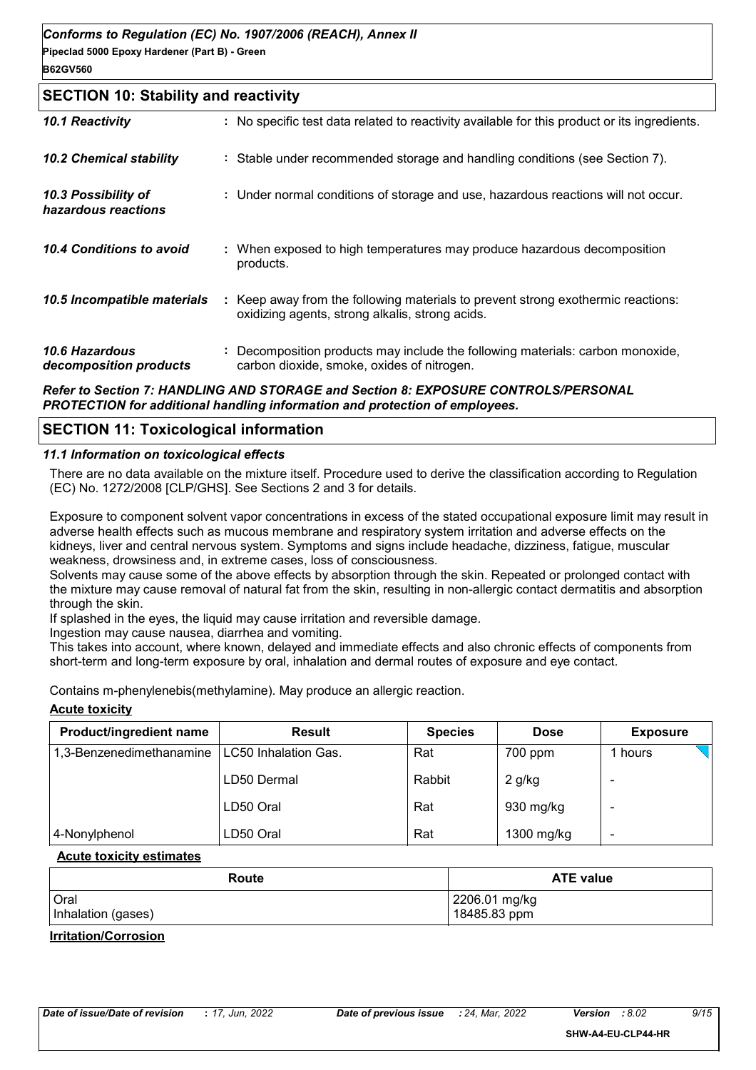## SECTION 10: Stability and reactivity

| | |
|---|---|
| ***10.1 Reactivity*** | : No specific test data related to reactivity available for this product or its ingredients. |
| ***10.2 Chemical stability*** | : Stable under recommended storage and handling conditions (see Section 7). |
| ***10.3 Possibility of hazardous reactions*** | : Under normal conditions of storage and use, hazardous reactions will not occur. |
| ***10.4 Conditions to avoid*** | : When exposed to high temperatures may produce hazardous decomposition products. |
| ***10.5 Incompatible materials*** | : Keep away from the following materials to prevent strong exothermic reactions: oxidizing agents, strong alkalis, strong acids. |
| ***10.6 Hazardous decomposition products*** | : Decomposition products may include the following materials: carbon monoxide, carbon dioxide, smoke, oxides of nitrogen. |

***Refer to Section 7: HANDLING AND STORAGE and Section 8: EXPOSURE CONTROLS/PERSONAL PROTECTION for additional handling information and protection of employees.***

## SECTION 11: Toxicological information

### *11.1 Information on toxicological effects*

There are no data available on the mixture itself. Procedure used to derive the classification according to Regulation (EC) No. 1272/2008 [CLP/GHS]. See Sections 2 and 3 for details.

Exposure to component solvent vapor concentrations in excess of the stated occupational exposure limit may result in adverse health effects such as mucous membrane and respiratory system irritation and adverse effects on the kidneys, liver and central nervous system. Symptoms and signs include headache, dizziness, fatigue, muscular weakness, drowsiness and, in extreme cases, loss of consciousness.
Solvents may cause some of the above effects by absorption through the skin. Repeated or prolonged contact with the mixture may cause removal of natural fat from the skin, resulting in non-allergic contact dermatitis and absorption through the skin.
If splashed in the eyes, the liquid may cause irritation and reversible damage.
Ingestion may cause nausea, diarrhea and vomiting.
This takes into account, where known, delayed and immediate effects and also chronic effects of components from short-term and long-term exposure by oral, inhalation and dermal routes of exposure and eye contact.

Contains m-phenylenebis(methylamine). May produce an allergic reaction.

**Acute toxicity**

| Product/ingredient name | Result | Species | Dose | Exposure |
|---|---|---|---|---|
| 1,3-Benzenedimethanamine | LC50 Inhalation Gas. | Rat | 700 ppm | 1 hours |
| | LD50 Dermal | Rabbit | 2 g/kg | - |
| | LD50 Oral | Rat | 930 mg/kg | - |
| 4-Nonylphenol | LD50 Oral | Rat | 1300 mg/kg | - |

**Acute toxicity estimates**

| Route | ATE value |
|---|---|
| Oral | 2206.01 mg/kg |
| Inhalation (gases) | 18485.83 ppm |

**Irritation/Corrosion**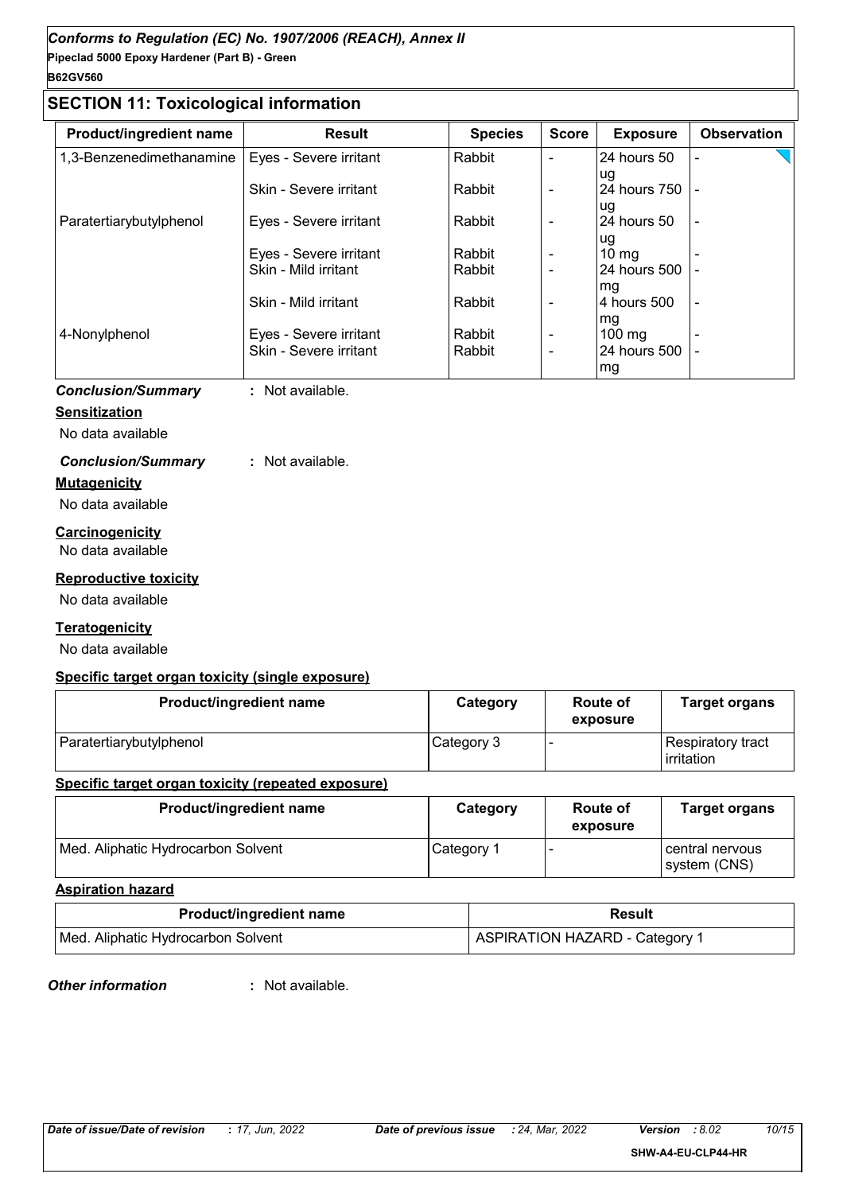## SECTION 11: Toxicological information

| Product/ingredient name | Result | Species | Score | Exposure | Observation |
|---|---|---|---|---|---|
| 1,3-Benzenedimethanamine | Eyes - Severe irritant | Rabbit | - | 24 hours 50 ug | - |
| | Skin - Severe irritant | Rabbit | - | 24 hours 750 ug | - |
| Paratertiarybutylphenol | Eyes - Severe irritant | Rabbit | - | 24 hours 50 ug | - |
| | Eyes - Severe irritant | Rabbit | - | 10 mg | - |
| | Skin - Mild irritant | Rabbit | - | 24 hours 500 mg | - |
| | Skin - Mild irritant | Rabbit | - | 4 hours 500 mg | - |
| 4-Nonylphenol | Eyes - Severe irritant | Rabbit | - | 100 mg | - |
| | Skin - Severe irritant | Rabbit | - | 24 hours 500 mg | - |

***Conclusion/Summary*** **:** Not available.

**Sensitization**

No data available

***Conclusion/Summary*** **:** Not available.

**Mutagenicity**

No data available

**Carcinogenicity**

No data available

**Reproductive toxicity**

No data available

**Teratogenicity**

No data available

**Specific target organ toxicity (single exposure)**

| Product/ingredient name | Category | Route of exposure | Target organs |
|---|---|---|---|
| Paratertiarybutylphenol | Category 3 | - | Respiratory tract irritation |

**Specific target organ toxicity (repeated exposure)**

| Product/ingredient name | Category | Route of exposure | Target organs |
|---|---|---|---|
| Med. Aliphatic Hydrocarbon Solvent | Category 1 | - | central nervous system (CNS) |

**Aspiration hazard**

| Product/ingredient name | Result |
|---|---|
| Med. Aliphatic Hydrocarbon Solvent | ASPIRATION HAZARD - Category 1 |

***Other information*** **:** Not available.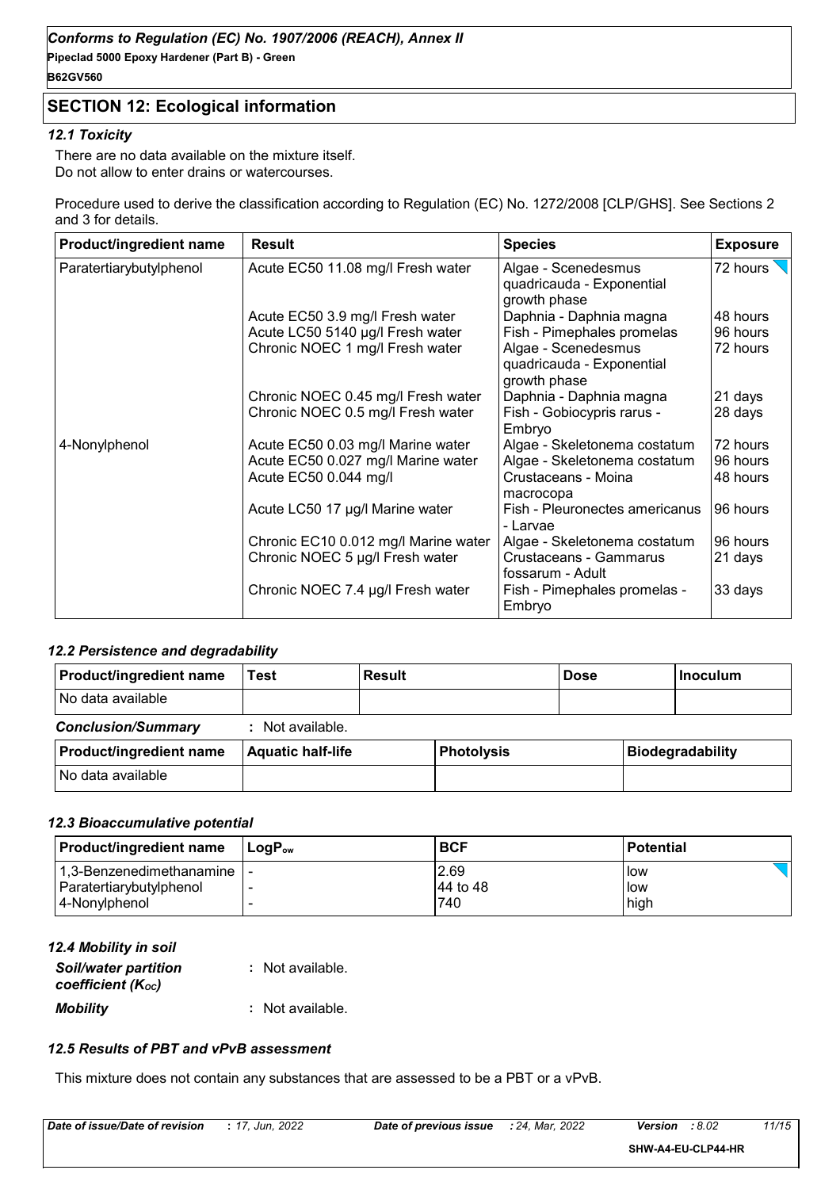## SECTION 12: Ecological information

### 12.1 Toxicity

There are no data available on the mixture itself.
Do not allow to enter drains or watercourses.

Procedure used to derive the classification according to Regulation (EC) No. 1272/2008 [CLP/GHS]. See Sections 2 and 3 for details.

| Product/ingredient name | Result | Species | Exposure |
|---|---|---|---|
| Paratertiarybutylphenol | Acute EC50 11.08 mg/l Fresh water | Algae - Scenedesmus quadricauda - Exponential growth phase | 72 hours |
| | Acute EC50 3.9 mg/l Fresh water | Daphnia - Daphnia magna | 48 hours |
| | Acute LC50 5140 µg/l Fresh water | Fish - Pimephales promelas | 96 hours |
| | Chronic NOEC 1 mg/l Fresh water | Algae - Scenedesmus quadricauda - Exponential growth phase | 72 hours |
| | Chronic NOEC 0.45 mg/l Fresh water | Daphnia - Daphnia magna | 21 days |
| | Chronic NOEC 0.5 mg/l Fresh water | Fish - Gobiocypris rarus - Embryo | 28 days |
| 4-Nonylphenol | Acute EC50 0.03 mg/l Marine water | Algae - Skeletonema costatum | 72 hours |
| | Acute EC50 0.027 mg/l Marine water | Algae - Skeletonema costatum | 96 hours |
| | Acute EC50 0.044 mg/l | Crustaceans - Moina macrocopa | 48 hours |
| | Acute LC50 17 µg/l Marine water | Fish - Pleuronectes americanus - Larvae | 96 hours |
| | Chronic EC10 0.012 mg/l Marine water | Algae - Skeletonema costatum | 96 hours |
| | Chronic NOEC 5 µg/l Fresh water | Crustaceans - Gammarus fossarum - Adult | 21 days |
| | Chronic NOEC 7.4 µg/l Fresh water | Fish - Pimephales promelas - Embryo | 33 days |

### 12.2 Persistence and degradability

| Product/ingredient name | Test | Result | Dose | Inoculum |
|---|---|---|---|---|
| No data available | | | | |

***Conclusion/Summary*** : Not available.

| Product/ingredient name | Aquatic half-life | Photolysis | Biodegradability |
|---|---|---|---|
| No data available | | | |

### 12.3 Bioaccumulative potential

| Product/ingredient name | $LogP_{ow}$ | BCF | Potential |
|---|---|---|---|
| 1,3-Benzenedimethanamine | - | 2.69 | low |
| Paratertiarybutylphenol | - | 44 to 48 | low |
| 4-Nonylphenol | - | 740 | high |

### 12.4 Mobility in soil

***Soil/water partition coefficient ($K_{OC}$)*** : Not available.

***Mobility*** : Not available.

### 12.5 Results of PBT and vPvB assessment

This mixture does not contain any substances that are assessed to be a PBT or a vPvB.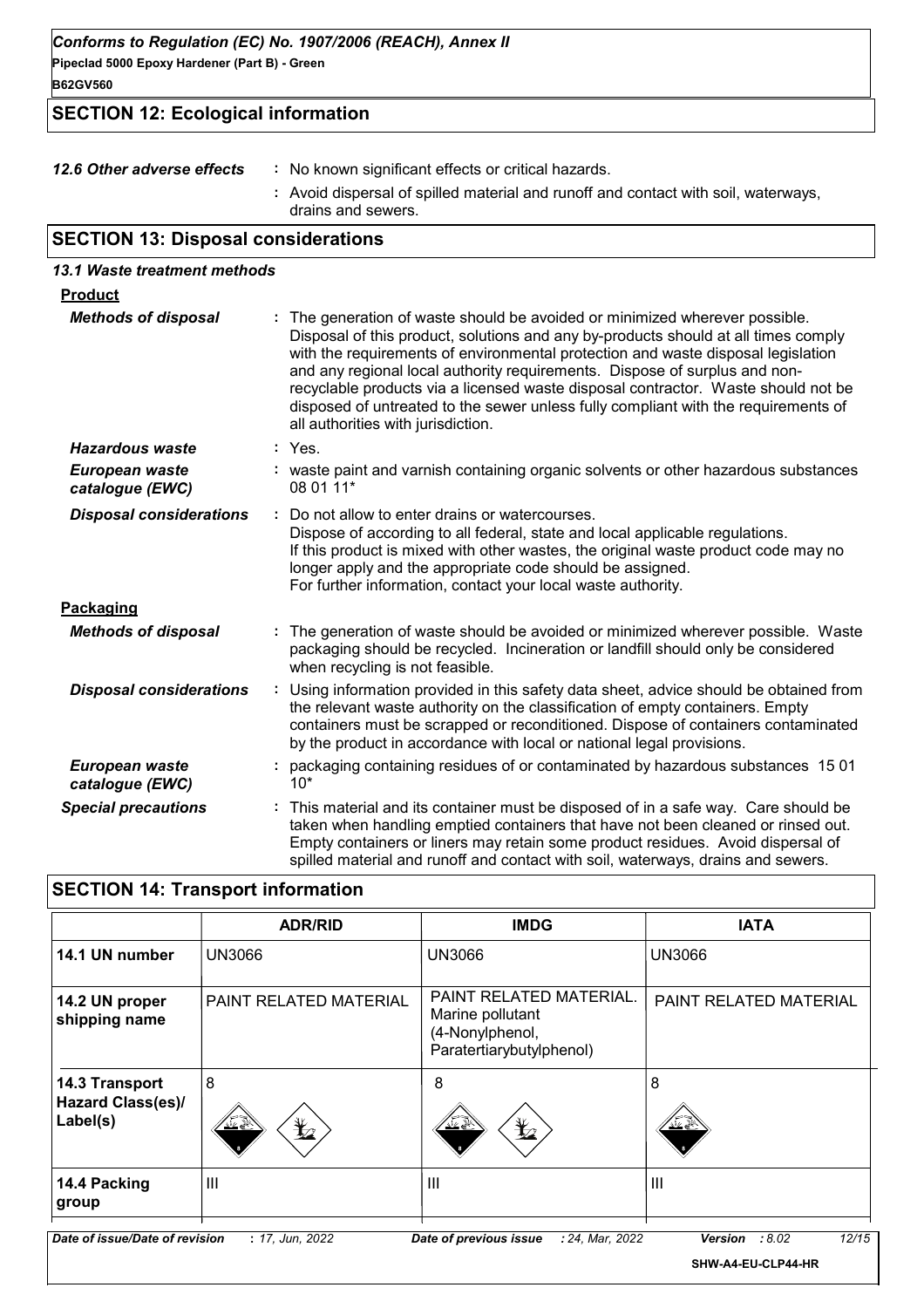## SECTION 12: Ecological information

**12.6 Other adverse effects** : No known significant effects or critical hazards.

: Avoid dispersal of spilled material and runoff and contact with soil, waterways, drains and sewers.

## SECTION 13: Disposal considerations

### 13.1 Waste treatment methods

**Product**

**Methods of disposal** : The generation of waste should be avoided or minimized wherever possible. Disposal of this product, solutions and any by-products should at all times comply with the requirements of environmental protection and waste disposal legislation and any regional local authority requirements. Dispose of surplus and non-recyclable products via a licensed waste disposal contractor. Waste should not be disposed of untreated to the sewer unless fully compliant with the requirements of all authorities with jurisdiction.

**Hazardous waste** : Yes.

**European waste catalogue (EWC)** : waste paint and varnish containing organic solvents or other hazardous substances 08 01 11*

**Disposal considerations** : Do not allow to enter drains or watercourses.
Dispose of according to all federal, state and local applicable regulations.
If this product is mixed with other wastes, the original waste product code may no longer apply and the appropriate code should be assigned.
For further information, contact your local waste authority.

**Packaging**

**Methods of disposal** : The generation of waste should be avoided or minimized wherever possible. Waste packaging should be recycled. Incineration or landfill should only be considered when recycling is not feasible.

**Disposal considerations** : Using information provided in this safety data sheet, advice should be obtained from the relevant waste authority on the classification of empty containers. Empty containers must be scrapped or reconditioned. Dispose of containers contaminated by the product in accordance with local or national legal provisions.

**European waste catalogue (EWC)** : packaging containing residues of or contaminated by hazardous substances 15 01 10*

**Special precautions** : This material and its container must be disposed of in a safe way. Care should be taken when handling emptied containers that have not been cleaned or rinsed out. Empty containers or liners may retain some product residues. Avoid dispersal of spilled material and runoff and contact with soil, waterways, drains and sewers.

## SECTION 14: Transport information

| | ADR/RID | IMDG | IATA |
|---|---|---|---|
| **14.1 UN number** | UN3066 | UN3066 | UN3066 |
| **14.2 UN proper shipping name** | PAINT RELATED MATERIAL | PAINT RELATED MATERIAL. Marine pollutant (4-Nonylphenol, Paratertiarybutylphenol) | PAINT RELATED MATERIAL |
| **14.3 Transport Hazard Class(es)/ Label(s)** | 8 | 8 | 8 |
| **14.4 Packing group** | III | III | III |

**Date of issue/Date of revision** : 17, Jun, 2022 **Date of previous issue** : 24, Mar, 2022 **Version** : 8.02

SHW-A4-EU-CLP44-HR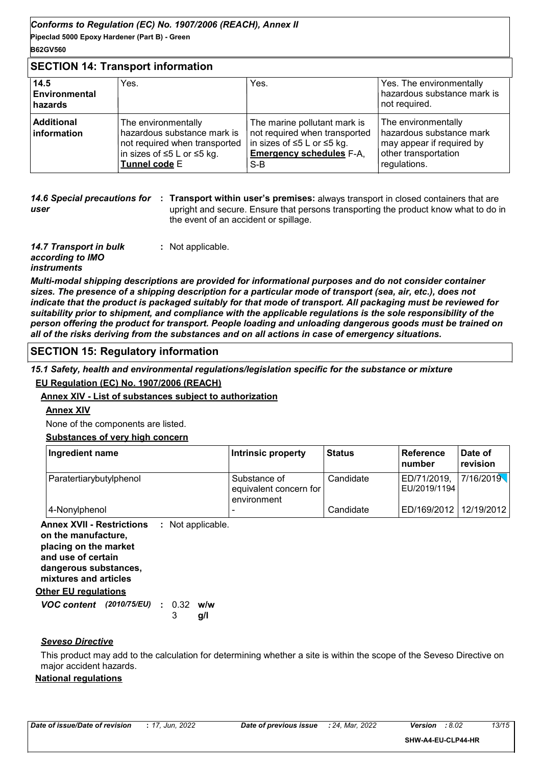## SECTION 14: Transport information

| | | | |
|---|---|---|---|
| **14.5 Environmental hazards** | Yes. | Yes. | Yes. The environmentally hazardous substance mark is not required. |
| **Additional information** | The environmentally hazardous substance mark is not required when transported in sizes of ≤5 L or ≤5 kg. **Tunnel code** E | The marine pollutant mark is not required when transported in sizes of ≤5 L or ≤5 kg. **Emergency schedules** F-A, S-B | The environmentally hazardous substance mark may appear if required by other transportation regulations. |

***14.6 Special precautions for user*** : **Transport within user's premises:** always transport in closed containers that are upright and secure. Ensure that persons transporting the product know what to do in the event of an accident or spillage.

***14.7 Transport in bulk according to IMO instruments*** : Not applicable.

***Multi-modal shipping descriptions are provided for informational purposes and do not consider container sizes. The presence of a shipping description for a particular mode of transport (sea, air, etc.), does not indicate that the product is packaged suitably for that mode of transport. All packaging must be reviewed for suitability prior to shipment, and compliance with the applicable regulations is the sole responsibility of the person offering the product for transport. People loading and unloading dangerous goods must be trained on all of the risks deriving from the substances and on all actions in case of emergency situations.***

## SECTION 15: Regulatory information

***15.1 Safety, health and environmental regulations/legislation specific for the substance or mixture***

**EU Regulation (EC) No. 1907/2006 (REACH)**

**Annex XIV - List of substances subject to authorization**

**Annex XIV**

None of the components are listed.

**Substances of very high concern**

| Ingredient name | Intrinsic property | Status | Reference number | Date of revision |
|---|---|---|---|---|
| Paratertiarybutylphenol | Substance of equivalent concern for environment | Candidate | ED/71/2019, EU/2019/1194 | 7/16/2019 |
| 4-Nonylphenol | - | Candidate | ED/169/2012 | 12/19/2012 |

**Annex XVII - Restrictions on the manufacture, placing on the market and use of certain dangerous substances, mixtures and articles** : Not applicable.

**Other EU regulations**

***VOC content (2010/75/EU)*** : 0.32 **w/w**
3 **g/l**

***Seveso Directive***

This product may add to the calculation for determining whether a site is within the scope of the Seveso Directive on major accident hazards.

**National regulations**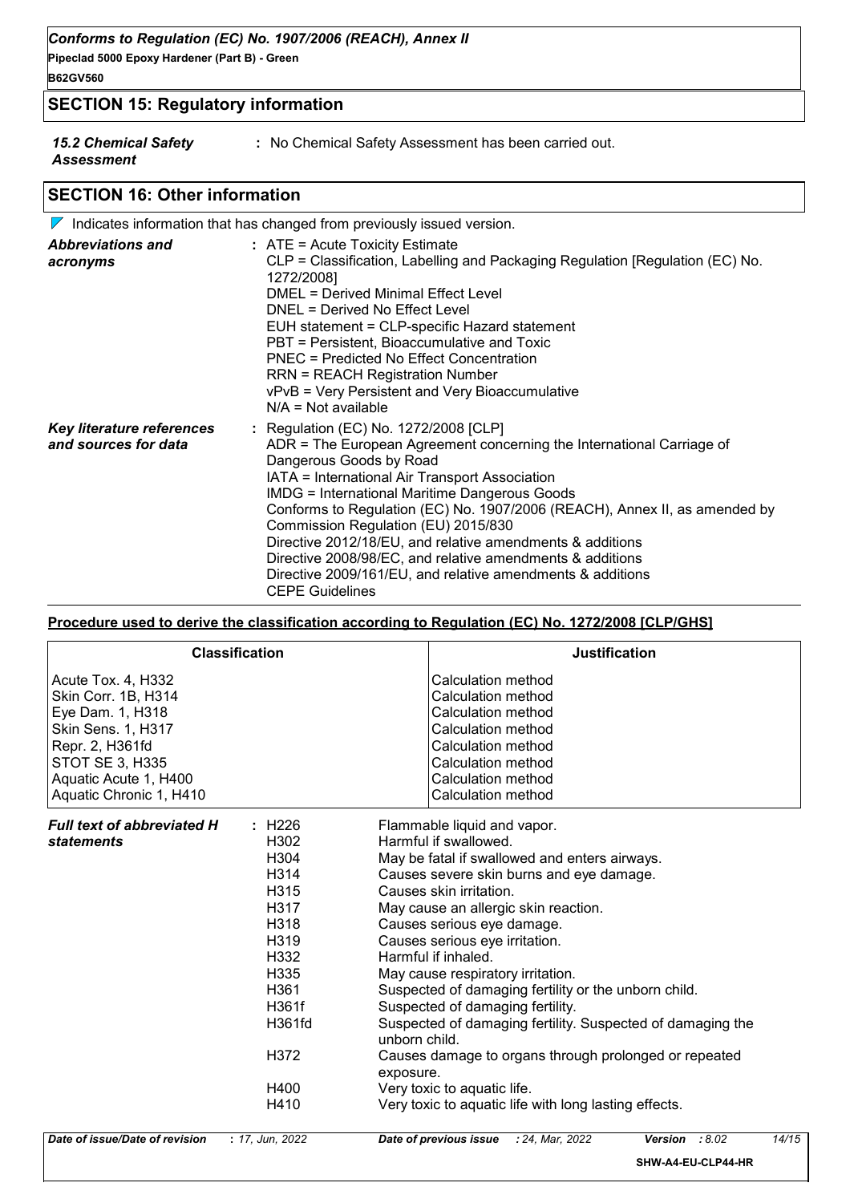## SECTION 15: Regulatory information

| | |
|---|---|
| ***15.2 Chemical Safety Assessment*** | : No Chemical Safety Assessment has been carried out. |

## SECTION 16: Other information

Indicates information that has changed from previously issued version.

***Abbreviations and acronyms*** : ATE = Acute Toxicity Estimate
CLP = Classification, Labelling and Packaging Regulation [Regulation (EC) No. 1272/2008]
DMEL = Derived Minimal Effect Level
DNEL = Derived No Effect Level
EUH statement = CLP-specific Hazard statement
PBT = Persistent, Bioaccumulative and Toxic
PNEC = Predicted No Effect Concentration
RRN = REACH Registration Number
vPvB = Very Persistent and Very Bioaccumulative
N/A = Not available

***Key literature references and sources for data*** : Regulation (EC) No. 1272/2008 [CLP]
ADR = The European Agreement concerning the International Carriage of Dangerous Goods by Road
IATA = International Air Transport Association
IMDG = International Maritime Dangerous Goods
Conforms to Regulation (EC) No. 1907/2006 (REACH), Annex II, as amended by Commission Regulation (EU) 2015/830
Directive 2012/18/EU, and relative amendments & additions
Directive 2008/98/EC, and relative amendments & additions
Directive 2009/161/EU, and relative amendments & additions
CEPE Guidelines

**Procedure used to derive the classification according to Regulation (EC) No. 1272/2008 [CLP/GHS]**

| Classification | Justification |
|---|---|
| Acute Tox. 4, H332 | Calculation method |
| Skin Corr. 1B, H314 | Calculation method |
| Eye Dam. 1, H318 | Calculation method |
| Skin Sens. 1, H317 | Calculation method |
| Repr. 2, H361fd | Calculation method |
| STOT SE 3, H335 | Calculation method |
| Aquatic Acute 1, H400 | Calculation method |
| Aquatic Chronic 1, H410 | Calculation method |

***Full text of abbreviated H statements*** :

| | |
|---|---|
| H226 | Flammable liquid and vapor. |
| H302 | Harmful if swallowed. |
| H304 | May be fatal if swallowed and enters airways. |
| H314 | Causes severe skin burns and eye damage. |
| H315 | Causes skin irritation. |
| H317 | May cause an allergic skin reaction. |
| H318 | Causes serious eye damage. |
| H319 | Causes serious eye irritation. |
| H332 | Harmful if inhaled. |
| H335 | May cause respiratory irritation. |
| H361 | Suspected of damaging fertility or the unborn child. |
| H361f | Suspected of damaging fertility. |
| H361fd | Suspected of damaging fertility. Suspected of damaging the unborn child. |
| H372 | Causes damage to organs through prolonged or repeated exposure. |
| H400 | Very toxic to aquatic life. |
| H410 | Very toxic to aquatic life with long lasting effects. |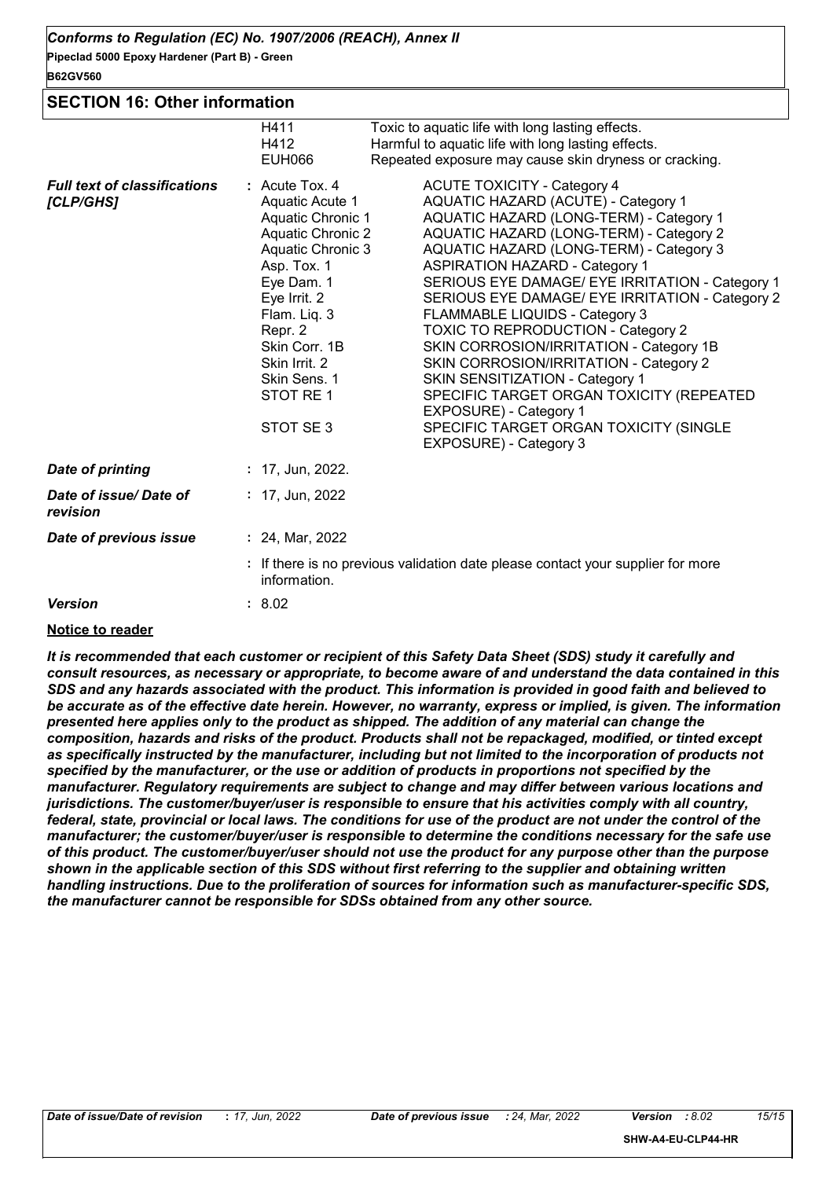## SECTION 16: Other information

| | | |
|---|---|---|
| | H411 | Toxic to aquatic life with long lasting effects. |
| | H412 | Harmful to aquatic life with long lasting effects. |
| | EUH066 | Repeated exposure may cause skin dryness or cracking. |
| ***Full text of classifications [CLP/GHS]*** | : Acute Tox. 4 | ACUTE TOXICITY - Category 4 |
| | Aquatic Acute 1 | AQUATIC HAZARD (ACUTE) - Category 1 |
| | Aquatic Chronic 1 | AQUATIC HAZARD (LONG-TERM) - Category 1 |
| | Aquatic Chronic 2 | AQUATIC HAZARD (LONG-TERM) - Category 2 |
| | Aquatic Chronic 3 | AQUATIC HAZARD (LONG-TERM) - Category 3 |
| | Asp. Tox. 1 | ASPIRATION HAZARD - Category 1 |
| | Eye Dam. 1 | SERIOUS EYE DAMAGE/ EYE IRRITATION - Category 1 |
| | Eye Irrit. 2 | SERIOUS EYE DAMAGE/ EYE IRRITATION - Category 2 |
| | Flam. Liq. 3 | FLAMMABLE LIQUIDS - Category 3 |
| | Repr. 2 | TOXIC TO REPRODUCTION - Category 2 |
| | Skin Corr. 1B | SKIN CORROSION/IRRITATION - Category 1B |
| | Skin Irrit. 2 | SKIN CORROSION/IRRITATION - Category 2 |
| | Skin Sens. 1 | SKIN SENSITIZATION - Category 1 |
| | STOT RE 1 | SPECIFIC TARGET ORGAN TOXICITY (REPEATED EXPOSURE) - Category 1 |
| | STOT SE 3 | SPECIFIC TARGET ORGAN TOXICITY (SINGLE EXPOSURE) - Category 3 |

***Date of printing*** : 17, Jun, 2022.

***Date of issue/ Date of revision*** : 17, Jun, 2022

***Date of previous issue*** : 24, Mar, 2022

: If there is no previous validation date please contact your supplier for more information.

***Version*** : 8.02

**Notice to reader**

***It is recommended that each customer or recipient of this Safety Data Sheet (SDS) study it carefully and consult resources, as necessary or appropriate, to become aware of and understand the data contained in this SDS and any hazards associated with the product. This information is provided in good faith and believed to be accurate as of the effective date herein. However, no warranty, express or implied, is given. The information presented here applies only to the product as shipped. The addition of any material can change the composition, hazards and risks of the product. Products shall not be repackaged, modified, or tinted except as specifically instructed by the manufacturer, including but not limited to the incorporation of products not specified by the manufacturer, or the use or addition of products in proportions not specified by the manufacturer. Regulatory requirements are subject to change and may differ between various locations and jurisdictions. The customer/buyer/user is responsible to ensure that his activities comply with all country, federal, state, provincial or local laws. The conditions for use of the product are not under the control of the manufacturer; the customer/buyer/user is responsible to determine the conditions necessary for the safe use of this product. The customer/buyer/user should not use the product for any purpose other than the purpose shown in the applicable section of this SDS without first referring to the supplier and obtaining written handling instructions. Due to the proliferation of sources for information such as manufacturer-specific SDS, the manufacturer cannot be responsible for SDSs obtained from any other source.***